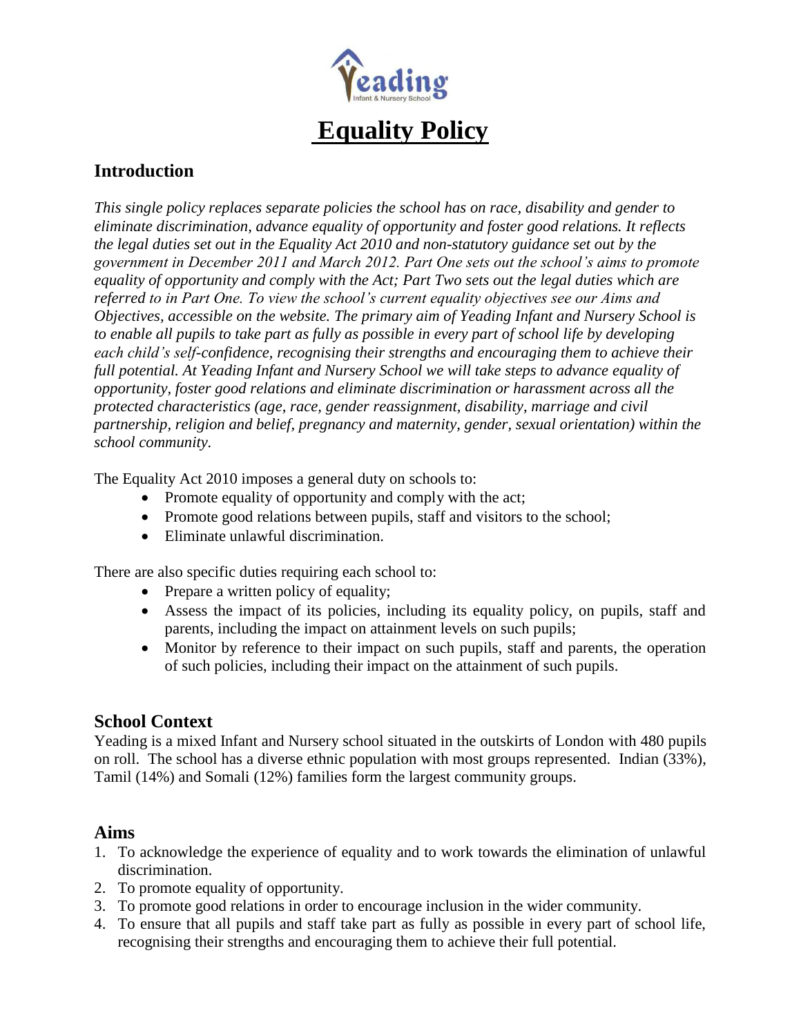# Equality Policy

## Introduction

*This single policy replaces separate policies the school has on race, disability and gender to eliminate discrimination, advance equality of opportunity and foster good relations. It reflects the legal duties set out in the Equality Act 2010 and non-statutory guidance set out by the government in December 2011 and March 2012. Part One sets out the school's aims to promote equality of opportunity and comply with the Act; Part Two sets out the legal duties which are referred to in Part One. To view the school's current equality objectives see our Aims and Objectives, accessible on the website. The primary aim of Yeading Infant and Nursery School is to enable all pupils to take part as fully as possible in every part of school life by developing each child's self-confidence, recognising their strengths and encouraging them to achieve their full potential. At Yeading Infant and Nursery School we will take steps to advance equality of opportunity, foster good relations and eliminate discrimination or harassment across all the protected characteristics (age, race, gender reassignment, disability, marriage and civil partnership, religion and belief, pregnancy and maternity, gender, sexual orientation) within the school community.*

The Equality Act 2010 imposes a general duty on schools to:

- Promote equality of opportunity and comply with the act;
- Promote good relations between pupils, staff and visitors to the school;
- Eliminate unlawful discrimination.

There are also specific duties requiring each school to:

- Prepare a written policy of equality;
- Assess the impact of its policies, including its equality policy, on pupils, staff and parents, including the impact on attainment levels on such pupils;
- Monitor by reference to their impact on such pupils, staff and parents, the operation of such policies, including their impact on the attainment of such pupils.

## School Context

Yeading is a mixed Infant and Nursery school situated in the outskirts of London with 480 pupils on roll. The school has a diverse ethnic population with most groups represented. Indian (33%), Tamil (14%) and Somali (12%) families form the largest community groups.

## Aims

1. To acknowledge the experience of equality and to work towards the elimination of unlawful discrimination.
2. To promote equality of opportunity.
3. To promote good relations in order to encourage inclusion in the wider community.
4. To ensure that all pupils and staff take part as fully as possible in every part of school life, recognising their strengths and encouraging them to achieve their full potential.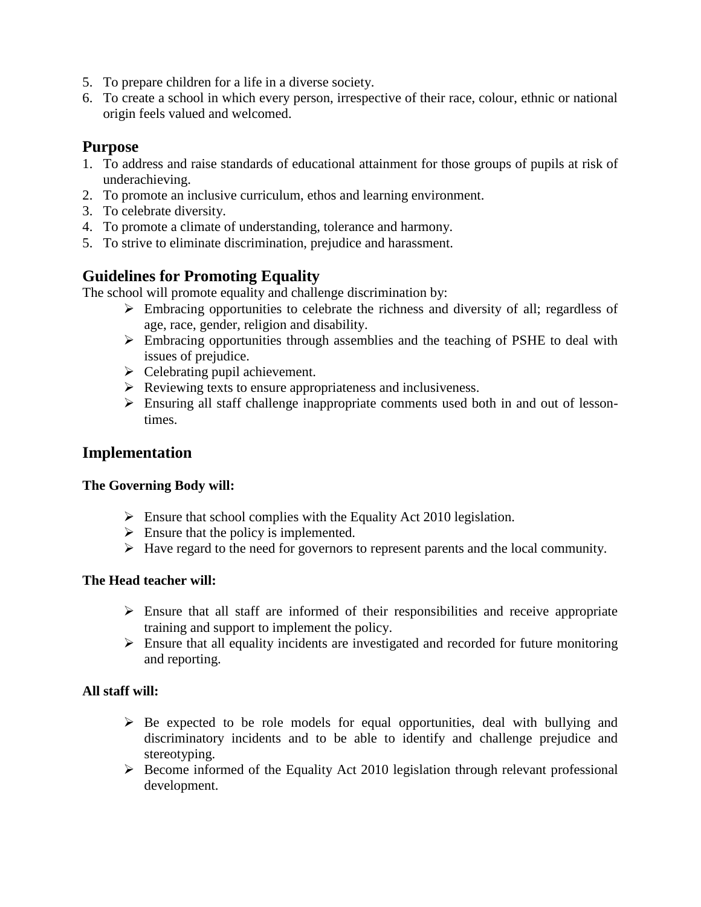5. To prepare children for a life in a diverse society.
6. To create a school in which every person, irrespective of their race, colour, ethnic or national origin feels valued and welcomed.

## Purpose

1. To address and raise standards of educational attainment for those groups of pupils at risk of underachieving.
2. To promote an inclusive curriculum, ethos and learning environment.
3. To celebrate diversity.
4. To promote a climate of understanding, tolerance and harmony.
5. To strive to eliminate discrimination, prejudice and harassment.

## Guidelines for Promoting Equality

The school will promote equality and challenge discrimination by:

- Embracing opportunities to celebrate the richness and diversity of all; regardless of age, race, gender, religion and disability.
- Embracing opportunities through assemblies and the teaching of PSHE to deal with issues of prejudice.
- Celebrating pupil achievement.
- Reviewing texts to ensure appropriateness and inclusiveness.
- Ensuring all staff challenge inappropriate comments used both in and out of lesson-times.

## Implementation

**The Governing Body will:**

- Ensure that school complies with the Equality Act 2010 legislation.
- Ensure that the policy is implemented.
- Have regard to the need for governors to represent parents and the local community.

**The Head teacher will:**

- Ensure that all staff are informed of their responsibilities and receive appropriate training and support to implement the policy.
- Ensure that all equality incidents are investigated and recorded for future monitoring and reporting.

**All staff will:**

- Be expected to be role models for equal opportunities, deal with bullying and discriminatory incidents and to be able to identify and challenge prejudice and stereotyping.
- Become informed of the Equality Act 2010 legislation through relevant professional development.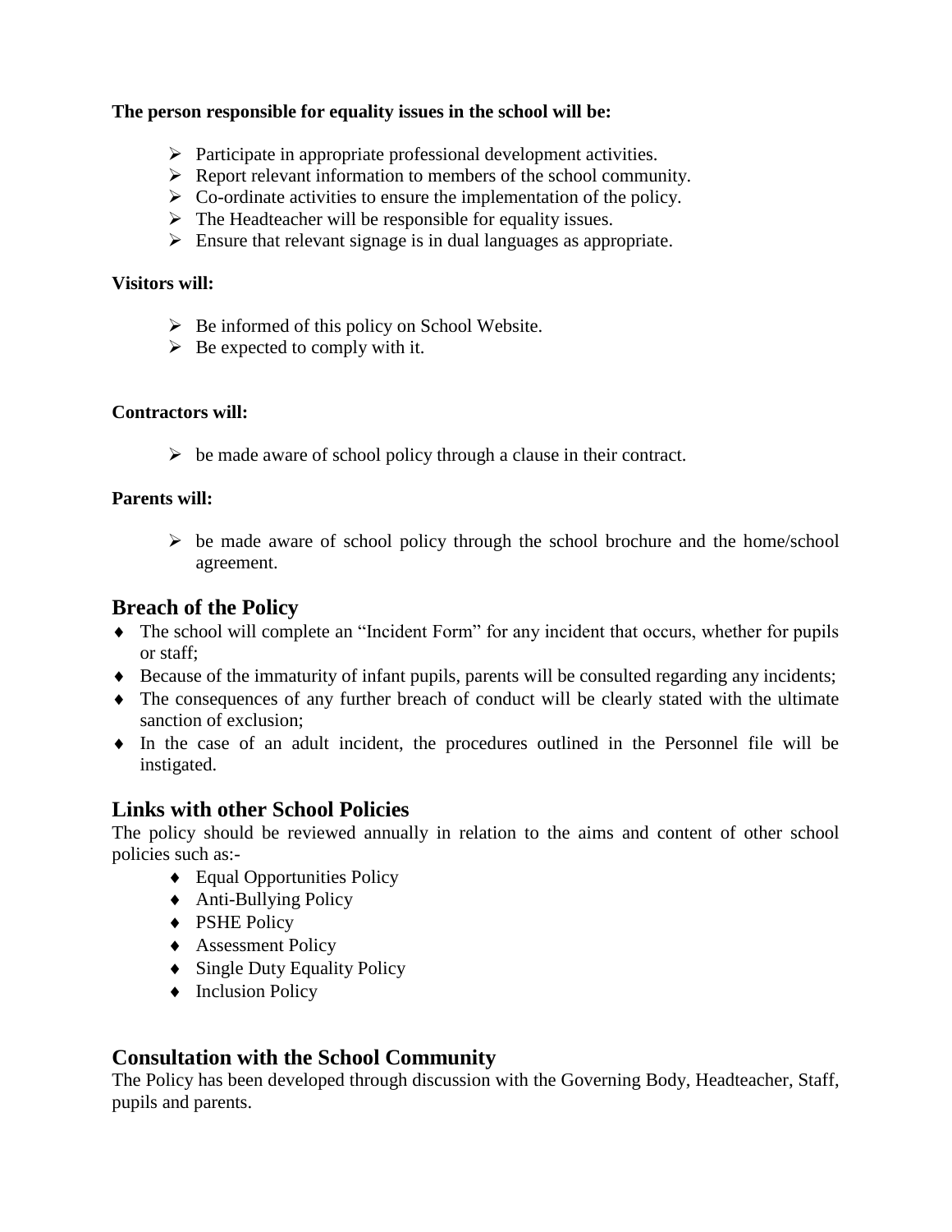**The person responsible for equality issues in the school will be:**

- Participate in appropriate professional development activities.
- Report relevant information to members of the school community.
- Co-ordinate activities to ensure the implementation of the policy.
- The Headteacher will be responsible for equality issues.
- Ensure that relevant signage is in dual languages as appropriate.

**Visitors will:**

- Be informed of this policy on School Website.
- Be expected to comply with it.

**Contractors will:**

- be made aware of school policy through a clause in their contract.

**Parents will:**

- be made aware of school policy through the school brochure and the home/school agreement.

## Breach of the Policy

- The school will complete an "Incident Form" for any incident that occurs, whether for pupils or staff;
- Because of the immaturity of infant pupils, parents will be consulted regarding any incidents;
- The consequences of any further breach of conduct will be clearly stated with the ultimate sanction of exclusion;
- In the case of an adult incident, the procedures outlined in the Personnel file will be instigated.

## Links with other School Policies

The policy should be reviewed annually in relation to the aims and content of other school policies such as:-

- Equal Opportunities Policy
- Anti-Bullying Policy
- PSHE Policy
- Assessment Policy
- Single Duty Equality Policy
- Inclusion Policy

## Consultation with the School Community

The Policy has been developed through discussion with the Governing Body, Headteacher, Staff, pupils and parents.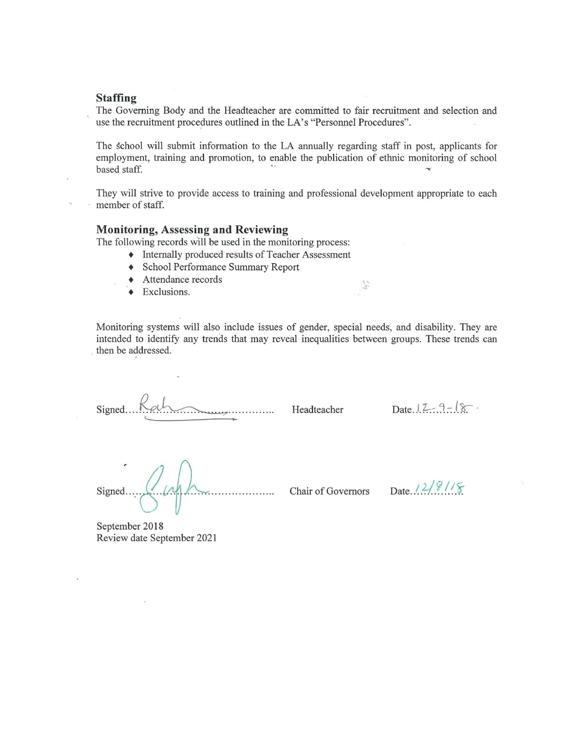## Staffing

The Governing Body and the Headteacher are committed to fair recruitment and selection and use the recruitment procedures outlined in the LA's "Personnel Procedures".

The school will submit information to the LA annually regarding staff in post, applicants for employment, training and promotion, to enable the publication of ethnic monitoring of school based staff.

They will strive to provide access to training and professional development appropriate to each member of staff.

## Monitoring, Assessing and Reviewing

The following records will be used in the monitoring process:

- Internally produced results of Teacher Assessment
- School Performance Summary Report
- Attendance records
- Exclusions.

Monitoring systems will also include issues of gender, special needs, and disability. They are intended to identify any trends that may reveal inequalities between groups. These trends can then be addressed.

Signed....................................... Headteacher Date 12-9-18

Signed....................................... Chair of Governors Date 12/9/18

September 2018
Review date September 2021